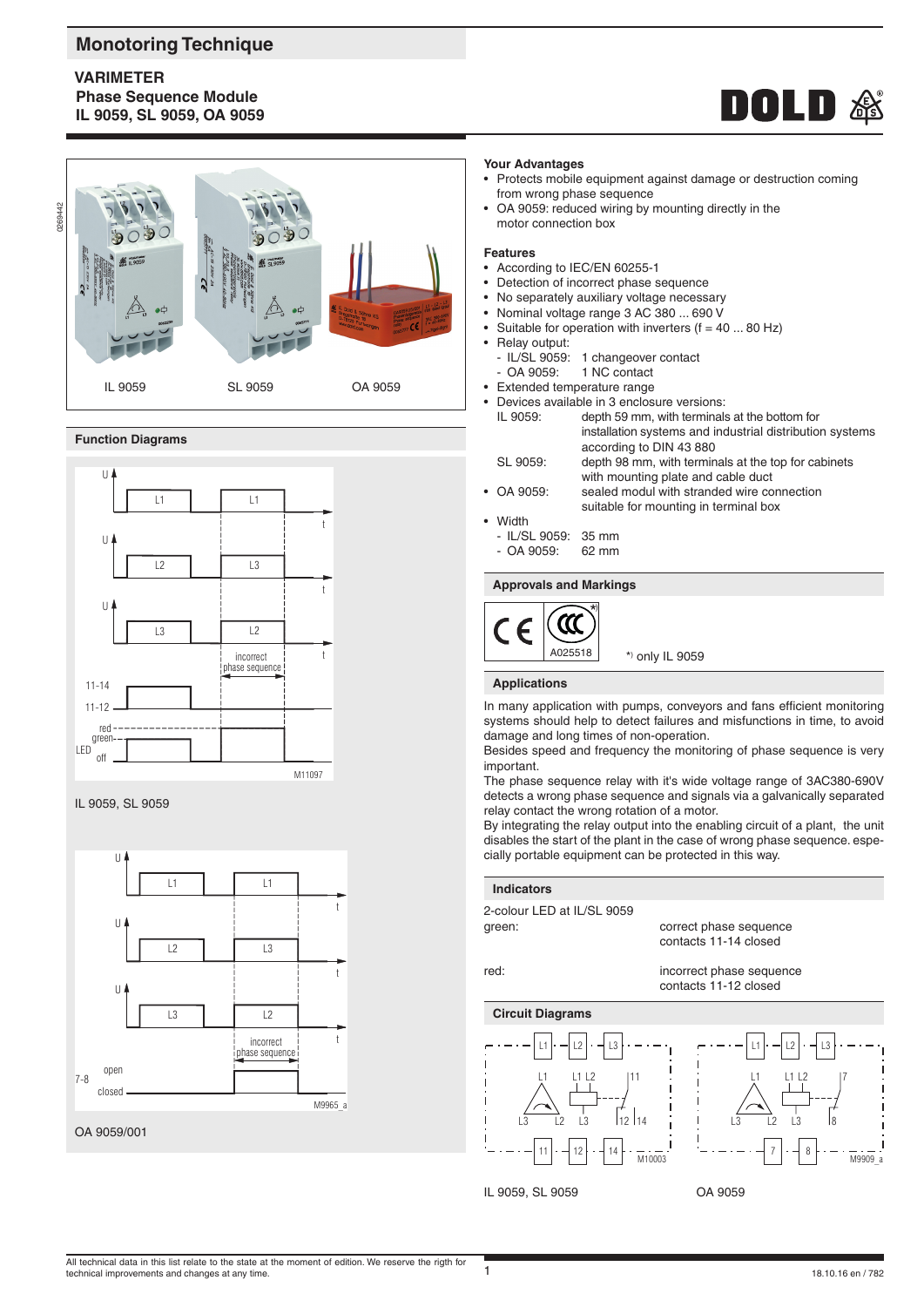# Monotoring Technique

## VARIMETER
## Phase Sequence Module
## IL 9059, SL 9059, OA 9059

IL 9059 SL 9059 OA 9059

### Function Diagrams

IL 9059, SL 9059

OA 9059/001

### Your Advantages

- Protects mobile equipment against damage or destruction coming from wrong phase sequence
- OA 9059: reduced wiring by mounting directly in the motor connection box

### Features

- According to IEC/EN 60255-1
- Detection of incorrect phase sequence
- No separately auxiliary voltage necessary
- Nominal voltage range 3 AC 380 ... 690 V
- Suitable for operation with inverters (f = 40 ... 80 Hz)
- Relay output:
  - IL/SL 9059: 1 changeover contact
  - OA 9059: 1 NC contact
- Extended temperature range
- Devices available in 3 enclosure versions:
  - IL 9059: depth 59 mm, with terminals at the bottom for installation systems and industrial distribution systems according to DIN 43 880
  - SL 9059: depth 98 mm, with terminals at the top for cabinets with mounting plate and cable duct
- OA 9059: sealed modul with stranded wire connection suitable for mounting in terminal box
- Width
  - IL/SL 9059: 35 mm
  - OA 9059: 62 mm

### Approvals and Markings

*) only IL 9059

### Applications

In many application with pumps, conveyors and fans efficient monitoring systems should help to detect failures and misfunctions in time, to avoid damage and long times of non-operation.
Besides speed and frequency the monitoring of phase sequence is very important.
The phase sequence relay with it's wide voltage range of 3AC380-690V detects a wrong phase sequence and signals via a galvanically separated relay contact the wrong rotation of a motor.
By integrating the relay output into the enabling circuit of a plant, the unit disables the start of the plant in the case of wrong phase sequence. especially portable equipment can be protected in this way.

### Indicators

2-colour LED at IL/SL 9059

| | |
|---|---|
| green: | correct phase sequence contacts 11-14 closed |
| red: | incorrect phase sequence contacts 11-12 closed |

### Circuit Diagrams

IL 9059, SL 9059

OA 9059

All technical data in this list relate to the state at the moment of edition. We reserve the rigth for technical improvements and changes at any time.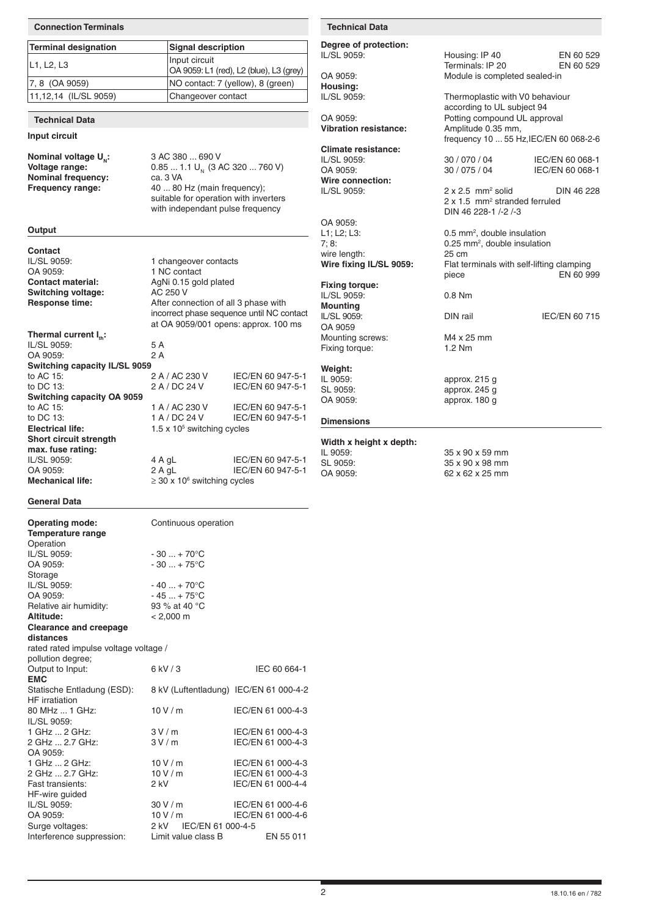## Connection Terminals

| Terminal designation | Signal description |
|---|---|
| L1, L2, L3 | Input circuit<br>OA 9059: L1 (red), L2 (blue), L3 (grey) |
| 7, 8 (OA 9059) | NO contact: 7 (yellow), 8 (green) |
| 11,12,14 (IL/SL 9059) | Changeover contact |

## Technical Data

### Input circuit

| | |
|---|---|
| **Nominal voltage $U_N$:** | 3 AC 380 ... 690 V |
| **Voltage range:** | 0.85 ... 1.1 $U_N$ (3 AC 320 ... 760 V) |
| **Nominal frequency:** | ca. 3 VA |
| **Frequency range:** | 40 ... 80 Hz (main frequency); suitable for operation with inverters with independant pulse frequency |

### Output

| | | |
|---|---|---|
| **Contact** | | |
| IL/SL 9059: | 1 changeover contacts | |
| OA 9059: | 1 NC contact | |
| **Contact material:** | AgNi 0.15 gold plated | |
| **Switching voltage:** | AC 250 V | |
| **Response time:** | After connection of all 3 phase with incorrect phase sequence until NC contact at OA 9059/001 opens: approx. 100 ms | |
| **Thermal current $I_{th}$:** | | |
| IL/SL 9059: | 5 A | |
| OA 9059: | 2 A | |
| **Switching capacity IL/SL 9059** | | |
| to AC 15: | 2 A / AC 230 V | IEC/EN 60 947-5-1 |
| to DC 13: | 2 A / DC 24 V | IEC/EN 60 947-5-1 |
| **Switching capacity OA 9059** | | |
| to AC 15: | 1 A / AC 230 V | IEC/EN 60 947-5-1 |
| to DC 13: | 1 A / DC 24 V | IEC/EN 60 947-5-1 |
| **Electrical life:** | 1.5 x $10^5$ switching cycles | |
| **Short circuit strength max. fuse rating:** | | |
| IL/SL 9059: | 4 A gL | IEC/EN 60 947-5-1 |
| OA 9059: | 2 A gL | IEC/EN 60 947-5-1 |
| **Mechanical life:** | ≥ 30 x $10^6$ switching cycles | |

### General Data

| | | |
|---|---|---|
| **Operating mode:** | Continuous operation | |
| **Temperature range** | | |
| Operation | | |
| IL/SL 9059: | - 30 ... + 70°C | |
| OA 9059: | - 30 ... + 75°C | |
| Storage | | |
| IL/SL 9059: | - 40 ... + 70°C | |
| OA 9059: | - 45 ... + 75°C | |
| Relative air humidity: | 93 % at 40 °C | |
| **Altitude:** | < 2,000 m | |
| **Clearance and creepage distances** | | |
| rated rated impulse voltage / pollution degree; | | |
| Output to Input: | 6 kV / 3 | IEC 60 664-1 |
| **EMC** | | |
| Statische Entladung (ESD): | 8 kV (Luftentladung) | IEC/EN 61 000-4-2 |
| HF irratiation | | |
| 80 MHz ... 1 GHz: | 10 V / m | IEC/EN 61 000-4-3 |
| IL/SL 9059: | | |
| 1 GHz ... 2 GHz: | 3 V / m | IEC/EN 61 000-4-3 |
| 2 GHz ... 2.7 GHz: | 3 V / m | IEC/EN 61 000-4-3 |
| OA 9059: | | |
| 1 GHz ... 2 GHz: | 10 V / m | IEC/EN 61 000-4-3 |
| 2 GHz ... 2.7 GHz: | 10 V / m | IEC/EN 61 000-4-3 |
| Fast transients: | 2 kV | IEC/EN 61 000-4-4 |
| HF-wire guided | | |
| IL/SL 9059: | 30 V / m | IEC/EN 61 000-4-6 |
| OA 9059: | 10 V / m | IEC/EN 61 000-4-6 |
| Surge voltages: | 2 kV | IEC/EN 61 000-4-5 |
| Interference suppression: | Limit value class B | EN 55 011 |

## Technical Data

| | | |
|---|---|---|
| **Degree of protection:** | | |
| IL/SL 9059: | Housing: IP 40 | EN 60 529 |
| | Terminals: IP 20 | EN 60 529 |
| OA 9059: | Module is completed sealed-in | |
| **Housing:** | | |
| IL/SL 9059: | Thermoplastic with V0 behaviour according to UL subject 94 | |
| OA 9059: | Potting compound UL approval | |
| **Vibration resistance:** | Amplitude 0.35 mm, frequency 10 ... 55 Hz, | IEC/EN 60 068-2-6 |
| **Climate resistance:** | | |
| IL/SL 9059: | 30 / 070 / 04 | IEC/EN 60 068-1 |
| OA 9059: | 30 / 075 / 04 | IEC/EN 60 068-1 |
| **Wire connection:** | | |
| IL/SL 9059: | 2 x 2.5 mm² solid | DIN 46 228 |
| | 2 x 1.5 mm² stranded ferruled DIN 46 228-1 /-2 /-3 | |
| OA 9059: | | |
| L1; L2; L3: | 0.5 mm², double insulation | |
| 7; 8: | 0.25 mm², double insulation | |
| wire length: | 25 cm | |
| **Wire fixing IL/SL 9059:** | Flat terminals with self-lifting clamping piece | EN 60 999 |
| **Fixing torque:** | | |
| IL/SL 9059: | 0.8 Nm | |
| **Mounting** | | |
| IL/SL 9059: | DIN rail | IEC/EN 60 715 |
| OA 9059 | | |
| Mounting screws: | M4 x 25 mm | |
| Fixing torque: | 1.2 Nm | |
| **Weight:** | | |
| IL 9059: | approx. 215 g | |
| SL 9059: | approx. 245 g | |
| OA 9059: | approx. 180 g | |

### Dimensions

| | |
|---|---|
| **Width x height x depth:** | |
| IL 9059: | 35 x 90 x 59 mm |
| SL 9059: | 35 x 90 x 98 mm |
| OA 9059: | 62 x 62 x 25 mm |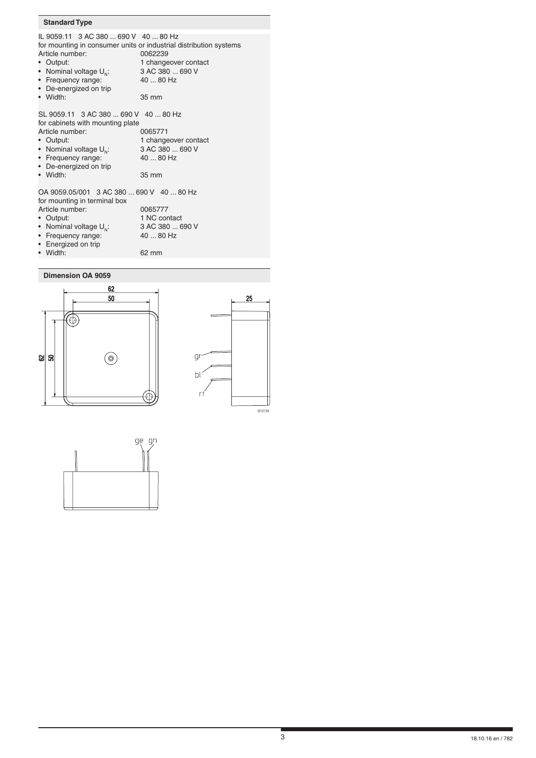## Standard Type

IL 9059.11 3 AC 380 ... 690 V 40 ... 80 Hz
for mounting in consumer units or industrial distribution systems

Article number: 0062239

- Output: 1 changeover contact
- Nominal voltage $U_N$: 3 AC 380 ... 690 V
- Frequency range: 40 ... 80 Hz
- De-energized on trip
- Width: 35 mm

SL 9059.11 3 AC 380 ... 690 V 40 ... 80 Hz
for cabinets with mounting plate

Article number: 0065771

- Output: 1 changeover contact
- Nominal voltage $U_N$: 3 AC 380 ... 690 V
- Frequency range: 40 ... 80 Hz
- De-energized on trip
- Width: 35 mm

OA 9059.05/001 3 AC 380 ... 690 V 40 ... 80 Hz
for mounting in terminal box

Article number: 0065777

- Output: 1 NC contact
- Nominal voltage $U_N$: 3 AC 380 ... 690 V
- Frequency range: 40 ... 80 Hz
- Energized on trip
- Width: 62 mm

## Dimension OA 9059

62
50
62
50
25
gr
bl
rt
M10799
ge gn